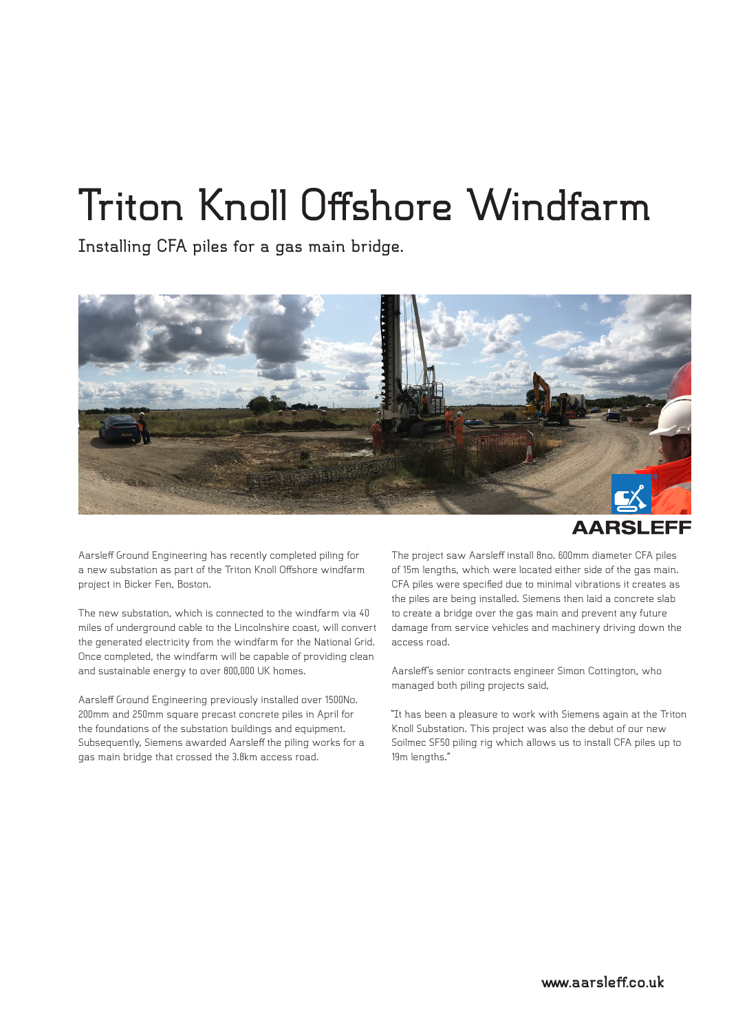# Triton Knoll Offshore Windfarm

Installing CFA piles for a gas main bridge.

Aarsleff Ground Engineering has recently completed piling for a new substation as part of the Triton Knoll Offshore windfarm project in Bicker Fen, Boston.

The new substation, which is connected to the windfarm via 40 miles of underground cable to the Lincolnshire coast, will convert the generated electricity from the windfarm for the National Grid. Once completed, the windfarm will be capable of providing clean and sustainable energy to over 800,000 UK homes.

Aarsleff Ground Engineering previously installed over 1500No. 200mm and 250mm square precast concrete piles in April for the foundations of the substation buildings and equipment. Subsequently, Siemens awarded Aarsleff the piling works for a gas main bridge that crossed the 3.8km access road.

The project saw Aarsleff install 8no. 600mm diameter CFA piles of 15m lengths, which were located either side of the gas main. CFA piles were specified due to minimal vibrations it creates as the piles are being installed. Siemens then laid a concrete slab to create a bridge over the gas main and prevent any future damage from service vehicles and machinery driving down the access road.

Aarsleff's senior contracts engineer Simon Cottington, who managed both piling projects said,

"It has been a pleasure to work with Siemens again at the Triton Knoll Substation. This project was also the debut of our new Soilmec SF50 piling rig which allows us to install CFA piles up to 19m lengths."

www.aarsleff.co.uk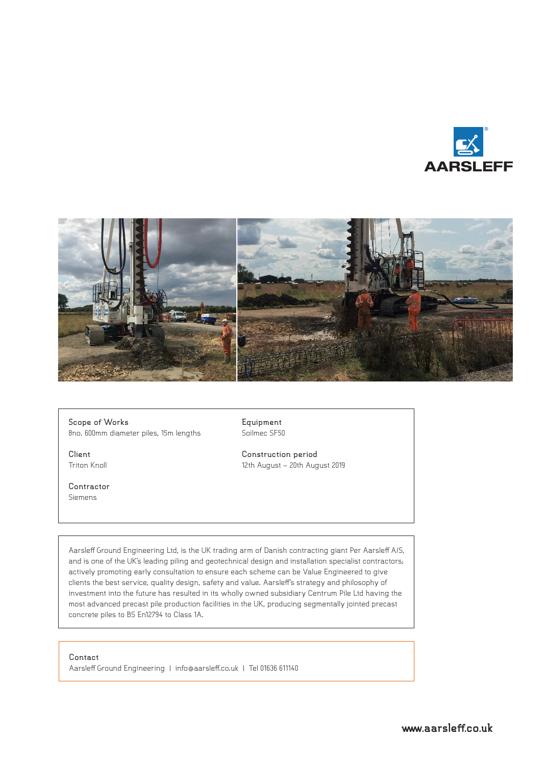AARSLEFF

**Scope of Works**
8no. 600mm diameter piles, 15m lengths

**Equipment**
Soilmec SF50

**Client**
Triton Knoll

**Construction period**
12th August – 20th August 2019

**Contractor**
Siemens

Aarsleff Ground Engineering Ltd, is the UK trading arm of Danish contracting giant Per Aarsleff A/S, and is one of the UK's leading piling and geotechnical design and installation specialist contractors; actively promoting early consultation to ensure each scheme can be Value Engineered to give clients the best service, quality design, safety and value. Aarsleff's strategy and philosophy of investment into the future has resulted in its wholly owned subsidiary Centrum Pile Ltd having the most advanced precast pile production facilities in the UK, producing segmentally jointed precast concrete piles to BS En12794 to Class 1A.

**Contact**
Aarsleff Ground Engineering | info@aarsleff.co.uk | Tel 01636 611140

www.aarsleff.co.uk